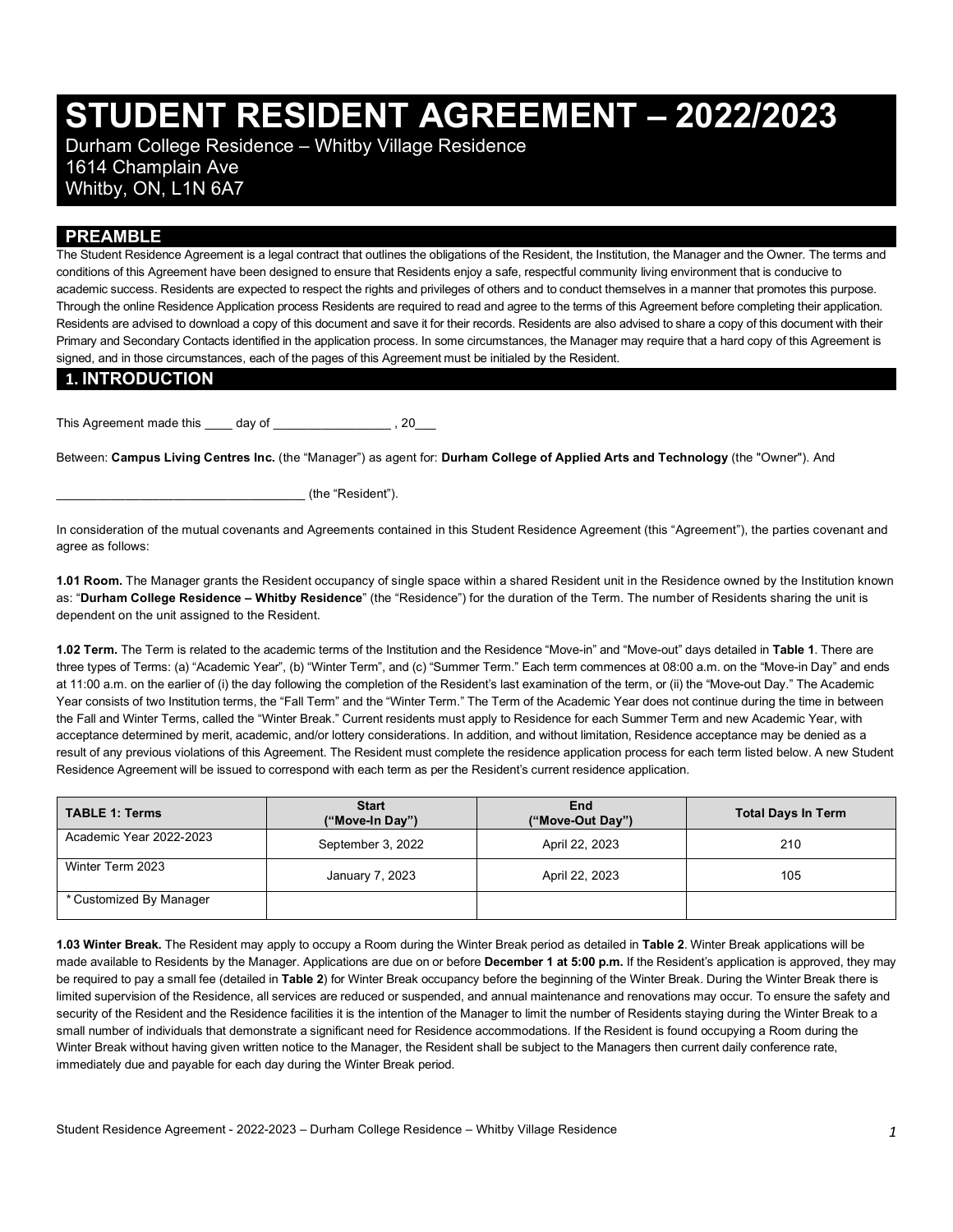# STUDENT RESIDENT AGREEMENT – 2022/2023

Durham College Residence – Whitby Village Residence
1614 Champlain Ave
Whitby, ON, L1N 6A7

## PREAMBLE

The Student Residence Agreement is a legal contract that outlines the obligations of the Resident, the Institution, the Manager and the Owner. The terms and conditions of this Agreement have been designed to ensure that Residents enjoy a safe, respectful community living environment that is conducive to academic success. Residents are expected to respect the rights and privileges of others and to conduct themselves in a manner that promotes this purpose. Through the online Residence Application process Residents are required to read and agree to the terms of this Agreement before completing their application. Residents are advised to download a copy of this document and save it for their records. Residents are also advised to share a copy of this document with their Primary and Secondary Contacts identified in the application process. In some circumstances, the Manager may require that a hard copy of this Agreement is signed, and in those circumstances, each of the pages of this Agreement must be initialed by the Resident.

## 1. INTRODUCTION

This Agreement made this ____ day of _________________ , 20___

Between: **Campus Living Centres Inc.** (the "Manager") as agent for: **Durham College of Applied Arts and Technology** (the "Owner"). And

____________________________________ (the "Resident").

In consideration of the mutual covenants and Agreements contained in this Student Residence Agreement (this "Agreement"), the parties covenant and agree as follows:

**1.01 Room.** The Manager grants the Resident occupancy of single space within a shared Resident unit in the Residence owned by the Institution known as: "**Durham College Residence – Whitby Residence**" (the "Residence") for the duration of the Term. The number of Residents sharing the unit is dependent on the unit assigned to the Resident.

**1.02 Term.** The Term is related to the academic terms of the Institution and the Residence "Move-in" and "Move-out" days detailed in **Table 1**. There are three types of Terms: (a) "Academic Year", (b) "Winter Term", and (c) "Summer Term." Each term commences at 08:00 a.m. on the "Move-in Day" and ends at 11:00 a.m. on the earlier of (i) the day following the completion of the Resident's last examination of the term, or (ii) the "Move-out Day." The Academic Year consists of two Institution terms, the "Fall Term" and the "Winter Term." The Term of the Academic Year does not continue during the time in between the Fall and Winter Terms, called the "Winter Break." Current residents must apply to Residence for each Summer Term and new Academic Year, with acceptance determined by merit, academic, and/or lottery considerations. In addition, and without limitation, Residence acceptance may be denied as a result of any previous violations of this Agreement. The Resident must complete the residence application process for each term listed below. A new Student Residence Agreement will be issued to correspond with each term as per the Resident's current residence application.

| TABLE 1: Terms | Start ("Move-In Day") | End ("Move-Out Day") | Total Days In Term |
|---|---|---|---|
| Academic Year 2022-2023 | September 3, 2022 | April 22, 2023 | 210 |
| Winter Term 2023 | January 7, 2023 | April 22, 2023 | 105 |
| * Customized By Manager | | | |

**1.03 Winter Break.** The Resident may apply to occupy a Room during the Winter Break period as detailed in **Table 2**. Winter Break applications will be made available to Residents by the Manager. Applications are due on or before **December 1 at 5:00 p.m.** If the Resident's application is approved, they may be required to pay a small fee (detailed in **Table 2**) for Winter Break occupancy before the beginning of the Winter Break. During the Winter Break there is limited supervision of the Residence, all services are reduced or suspended, and annual maintenance and renovations may occur. To ensure the safety and security of the Resident and the Residence facilities it is the intention of the Manager to limit the number of Residents staying during the Winter Break to a small number of individuals that demonstrate a significant need for Residence accommodations. If the Resident is found occupying a Room during the Winter Break without having given written notice to the Manager, the Resident shall be subject to the Managers then current daily conference rate, immediately due and payable for each day during the Winter Break period.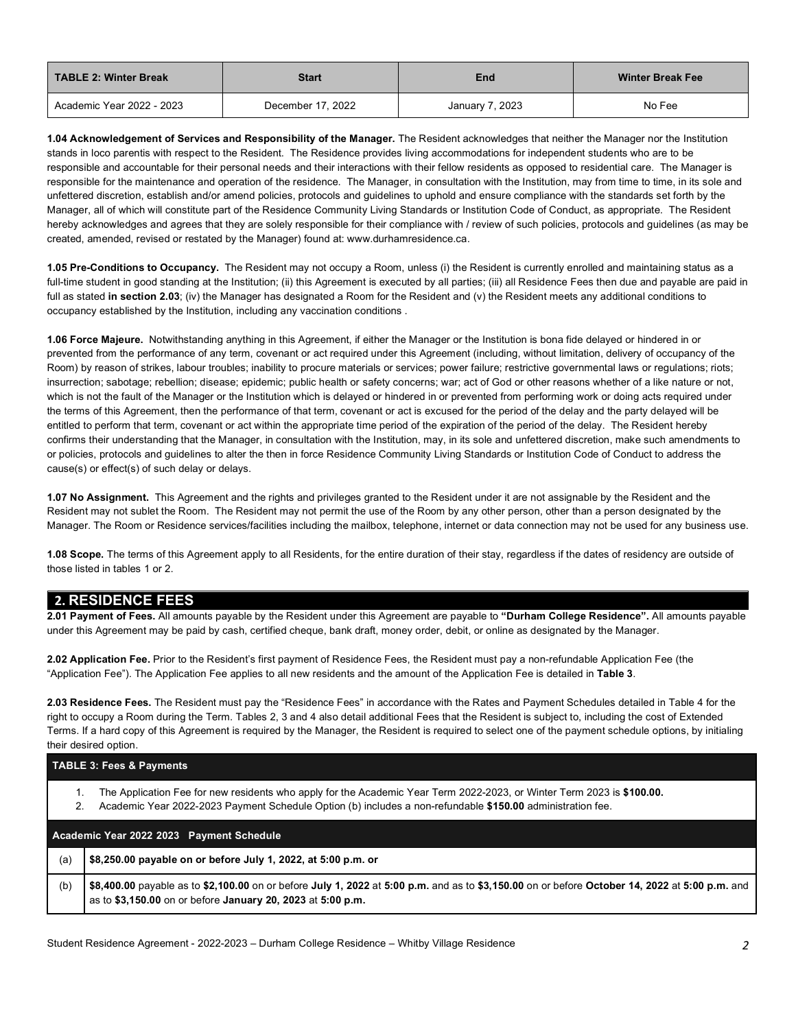| TABLE 2: Winter Break | Start | End | Winter Break Fee |
|---|---|---|---|
| Academic Year 2022 - 2023 | December 17, 2022 | January 7, 2023 | No Fee |

**1.04 Acknowledgement of Services and Responsibility of the Manager.** The Resident acknowledges that neither the Manager nor the Institution stands in loco parentis with respect to the Resident. The Residence provides living accommodations for independent students who are to be responsible and accountable for their personal needs and their interactions with their fellow residents as opposed to residential care. The Manager is responsible for the maintenance and operation of the residence. The Manager, in consultation with the Institution, may from time to time, in its sole and unfettered discretion, establish and/or amend policies, protocols and guidelines to uphold and ensure compliance with the standards set forth by the Manager, all of which will constitute part of the Residence Community Living Standards or Institution Code of Conduct, as appropriate. The Resident hereby acknowledges and agrees that they are solely responsible for their compliance with / review of such policies, protocols and guidelines (as may be created, amended, revised or restated by the Manager) found at: www.durhamresidence.ca.

**1.05 Pre-Conditions to Occupancy.** The Resident may not occupy a Room, unless (i) the Resident is currently enrolled and maintaining status as a full-time student in good standing at the Institution; (ii) this Agreement is executed by all parties; (iii) all Residence Fees then due and payable are paid in full as stated **in section 2.03**; (iv) the Manager has designated a Room for the Resident and (v) the Resident meets any additional conditions to occupancy established by the Institution, including any vaccination conditions .

**1.06 Force Majeure.** Notwithstanding anything in this Agreement, if either the Manager or the Institution is bona fide delayed or hindered in or prevented from the performance of any term, covenant or act required under this Agreement (including, without limitation, delivery of occupancy of the Room) by reason of strikes, labour troubles; inability to procure materials or services; power failure; restrictive governmental laws or regulations; riots; insurrection; sabotage; rebellion; disease; epidemic; public health or safety concerns; war; act of God or other reasons whether of a like nature or not, which is not the fault of the Manager or the Institution which is delayed or hindered in or prevented from performing work or doing acts required under the terms of this Agreement, then the performance of that term, covenant or act is excused for the period of the delay and the party delayed will be entitled to perform that term, covenant or act within the appropriate time period of the expiration of the period of the delay. The Resident hereby confirms their understanding that the Manager, in consultation with the Institution, may, in its sole and unfettered discretion, make such amendments to or policies, protocols and guidelines to alter the then in force Residence Community Living Standards or Institution Code of Conduct to address the cause(s) or effect(s) of such delay or delays.

**1.07 No Assignment.** This Agreement and the rights and privileges granted to the Resident under it are not assignable by the Resident and the Resident may not sublet the Room. The Resident may not permit the use of the Room by any other person, other than a person designated by the Manager. The Room or Residence services/facilities including the mailbox, telephone, internet or data connection may not be used for any business use.

**1.08 Scope.** The terms of this Agreement apply to all Residents, for the entire duration of their stay, regardless if the dates of residency are outside of those listed in tables 1 or 2.

## 2. RESIDENCE FEES

**2.01 Payment of Fees.** All amounts payable by the Resident under this Agreement are payable to **"Durham College Residence".** All amounts payable under this Agreement may be paid by cash, certified cheque, bank draft, money order, debit, or online as designated by the Manager.

**2.02 Application Fee.** Prior to the Resident's first payment of Residence Fees, the Resident must pay a non-refundable Application Fee (the "Application Fee"). The Application Fee applies to all new residents and the amount of the Application Fee is detailed in **Table 3**.

**2.03 Residence Fees.** The Resident must pay the "Residence Fees" in accordance with the Rates and Payment Schedules detailed in Table 4 for the right to occupy a Room during the Term. Tables 2, 3 and 4 also detail additional Fees that the Resident is subject to, including the cost of Extended Terms. If a hard copy of this Agreement is required by the Manager, the Resident is required to select one of the payment schedule options, by initialing their desired option.

**TABLE 3: Fees & Payments**

1. The Application Fee for new residents who apply for the Academic Year Term 2022-2023, or Winter Term 2023 is **$100.00.**
2. Academic Year 2022-2023 Payment Schedule Option (b) includes a non-refundable **$150.00** administration fee.

| Academic Year 2022 2023 Payment Schedule | |
|---|---|
| (a) | **$8,250.00 payable on or before July 1, 2022, at 5:00 p.m. or** |
| (b) | **$8,400.00** payable as to **$2,100.00** on or before **July 1, 2022** at **5:00 p.m.** and as to **$3,150.00** on or before **October 14, 2022** at **5:00 p.m.** and as to **$3,150.00** on or before **January 20, 2023** at **5:00 p.m.** |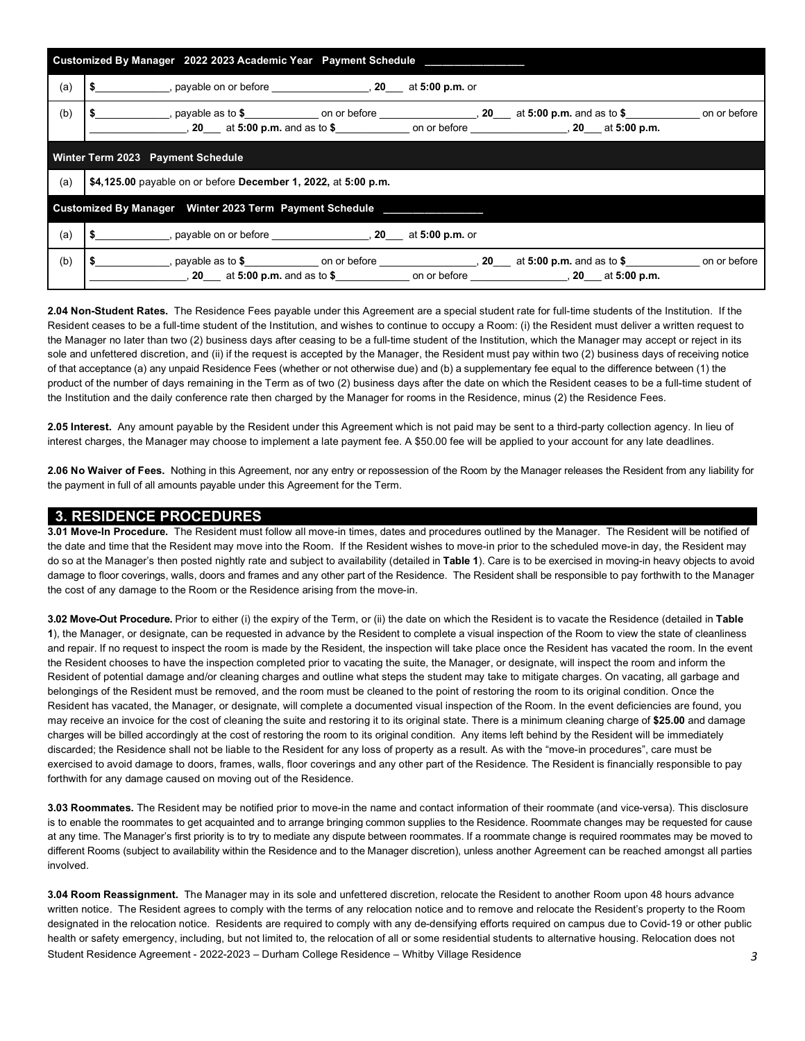| Customized By Manager 2022 2023 Academic Year Payment Schedule _________________ | |
|---|---|
| (a) | **$**_____________, payable on or before _________________, **20**___ at **5:00 p.m.** or |
| (b) | **$**_____________, payable as to **$**_____________ on or before _________________, **20**___ at **5:00 p.m.** and as to **$**_____________ on or before _________________, **20**___ at **5:00 p.m.** and as to **$**_____________ on or before _________________, **20**___ at **5:00 p.m.** |
| **Winter Term 2023 Payment Schedule** | |
| (a) | **$4,125.00** payable on or before **December 1, 2022,** at **5:00 p.m.** |
| **Customized By Manager Winter 2023 Term Payment Schedule _________________** | |
| (a) | **$**_____________, payable on or before _________________, **20**___ at **5:00 p.m.** or |
| (b) | **$**_____________, payable as to **$**_____________ on or before _________________, **20**___ at **5:00 p.m.** and as to **$**_____________ on or before _________________, **20**___ at **5:00 p.m.** and as to **$**_____________ on or before _________________, **20**___ at **5:00 p.m.** |

**2.04 Non-Student Rates.** The Residence Fees payable under this Agreement are a special student rate for full-time students of the Institution. If the Resident ceases to be a full-time student of the Institution, and wishes to continue to occupy a Room: (i) the Resident must deliver a written request to the Manager no later than two (2) business days after ceasing to be a full-time student of the Institution, which the Manager may accept or reject in its sole and unfettered discretion, and (ii) if the request is accepted by the Manager, the Resident must pay within two (2) business days of receiving notice of that acceptance (a) any unpaid Residence Fees (whether or not otherwise due) and (b) a supplementary fee equal to the difference between (1) the product of the number of days remaining in the Term as of two (2) business days after the date on which the Resident ceases to be a full-time student of the Institution and the daily conference rate then charged by the Manager for rooms in the Residence, minus (2) the Residence Fees.

**2.05 Interest.** Any amount payable by the Resident under this Agreement which is not paid may be sent to a third-party collection agency. In lieu of interest charges, the Manager may choose to implement a late payment fee. A $50.00 fee will be applied to your account for any late deadlines.

**2.06 No Waiver of Fees.** Nothing in this Agreement, nor any entry or repossession of the Room by the Manager releases the Resident from any liability for the payment in full of all amounts payable under this Agreement for the Term.

## 3. RESIDENCE PROCEDURES

**3.01 Move-In Procedure.** The Resident must follow all move-in times, dates and procedures outlined by the Manager. The Resident will be notified of the date and time that the Resident may move into the Room. If the Resident wishes to move-in prior to the scheduled move-in day, the Resident may do so at the Manager's then posted nightly rate and subject to availability (detailed in **Table 1**). Care is to be exercised in moving-in heavy objects to avoid damage to floor coverings, walls, doors and frames and any other part of the Residence. The Resident shall be responsible to pay forthwith to the Manager the cost of any damage to the Room or the Residence arising from the move-in.

**3.02 Move-Out Procedure.** Prior to either (i) the expiry of the Term, or (ii) the date on which the Resident is to vacate the Residence (detailed in **Table 1**), the Manager, or designate, can be requested in advance by the Resident to complete a visual inspection of the Room to view the state of cleanliness and repair. If no request to inspect the room is made by the Resident, the inspection will take place once the Resident has vacated the room. In the event the Resident chooses to have the inspection completed prior to vacating the suite, the Manager, or designate, will inspect the room and inform the Resident of potential damage and/or cleaning charges and outline what steps the student may take to mitigate charges. On vacating, all garbage and belongings of the Resident must be removed, and the room must be cleaned to the point of restoring the room to its original condition. Once the Resident has vacated, the Manager, or designate, will complete a documented visual inspection of the Room. In the event deficiencies are found, you may receive an invoice for the cost of cleaning the suite and restoring it to its original state. There is a minimum cleaning charge of **$25.00** and damage charges will be billed accordingly at the cost of restoring the room to its original condition. Any items left behind by the Resident will be immediately discarded; the Residence shall not be liable to the Resident for any loss of property as a result. As with the "move-in procedures", care must be exercised to avoid damage to doors, frames, walls, floor coverings and any other part of the Residence. The Resident is financially responsible to pay forthwith for any damage caused on moving out of the Residence.

**3.03 Roommates.** The Resident may be notified prior to move-in the name and contact information of their roommate (and vice-versa). This disclosure is to enable the roommates to get acquainted and to arrange bringing common supplies to the Residence. Roommate changes may be requested for cause at any time. The Manager's first priority is to try to mediate any dispute between roommates. If a roommate change is required roommates may be moved to different Rooms (subject to availability within the Residence and to the Manager discretion), unless another Agreement can be reached amongst all parties involved.

**3.04 Room Reassignment.** The Manager may in its sole and unfettered discretion, relocate the Resident to another Room upon 48 hours advance written notice. The Resident agrees to comply with the terms of any relocation notice and to remove and relocate the Resident's property to the Room designated in the relocation notice. Residents are required to comply with any de-densifying efforts required on campus due to Covid-19 or other public health or safety emergency, including, but not limited to, the relocation of all or some residential students to alternative housing. Relocation does not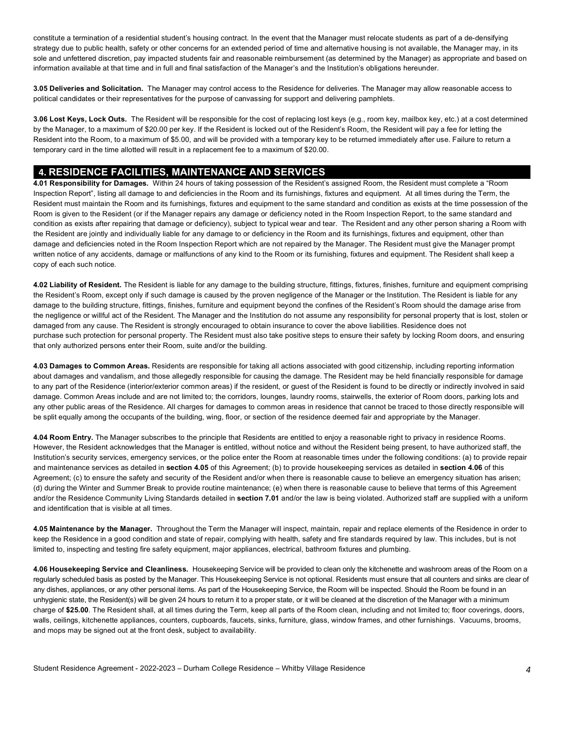constitute a termination of a residential student's housing contract. In the event that the Manager must relocate students as part of a de-densifying strategy due to public health, safety or other concerns for an extended period of time and alternative housing is not available, the Manager may, in its sole and unfettered discretion, pay impacted students fair and reasonable reimbursement (as determined by the Manager) as appropriate and based on information available at that time and in full and final satisfaction of the Manager's and the Institution's obligations hereunder.

**3.05 Deliveries and Solicitation.** The Manager may control access to the Residence for deliveries. The Manager may allow reasonable access to political candidates or their representatives for the purpose of canvassing for support and delivering pamphlets.

**3.06 Lost Keys, Lock Outs.** The Resident will be responsible for the cost of replacing lost keys (e.g., room key, mailbox key, etc.) at a cost determined by the Manager, to a maximum of $20.00 per key. If the Resident is locked out of the Resident's Room, the Resident will pay a fee for letting the Resident into the Room, to a maximum of $5.00, and will be provided with a temporary key to be returned immediately after use. Failure to return a temporary card in the time allotted will result in a replacement fee to a maximum of $20.00.

## 4. RESIDENCE FACILITIES, MAINTENANCE AND SERVICES

**4.01 Responsibility for Damages.** Within 24 hours of taking possession of the Resident's assigned Room, the Resident must complete a "Room Inspection Report", listing all damage to and deficiencies in the Room and its furnishings, fixtures and equipment. At all times during the Term, the Resident must maintain the Room and its furnishings, fixtures and equipment to the same standard and condition as exists at the time possession of the Room is given to the Resident (or if the Manager repairs any damage or deficiency noted in the Room Inspection Report, to the same standard and condition as exists after repairing that damage or deficiency), subject to typical wear and tear. The Resident and any other person sharing a Room with the Resident are jointly and individually liable for any damage to or deficiency in the Room and its furnishings, fixtures and equipment, other than damage and deficiencies noted in the Room Inspection Report which are not repaired by the Manager. The Resident must give the Manager prompt written notice of any accidents, damage or malfunctions of any kind to the Room or its furnishing, fixtures and equipment. The Resident shall keep a copy of each such notice.

**4.02 Liability of Resident.** The Resident is liable for any damage to the building structure, fittings, fixtures, finishes, furniture and equipment comprising the Resident's Room, except only if such damage is caused by the proven negligence of the Manager or the Institution. The Resident is liable for any damage to the building structure, fittings, finishes, furniture and equipment beyond the confines of the Resident's Room should the damage arise from the negligence or willful act of the Resident. The Manager and the Institution do not assume any responsibility for personal property that is lost, stolen or damaged from any cause. The Resident is strongly encouraged to obtain insurance to cover the above liabilities. Residence does not purchase such protection for personal property. The Resident must also take positive steps to ensure their safety by locking Room doors, and ensuring that only authorized persons enter their Room, suite and/or the building.

**4.03 Damages to Common Areas.** Residents are responsible for taking all actions associated with good citizenship, including reporting information about damages and vandalism, and those allegedly responsible for causing the damage. The Resident may be held financially responsible for damage to any part of the Residence (interior/exterior common areas) if the resident, or guest of the Resident is found to be directly or indirectly involved in said damage. Common Areas include and are not limited to; the corridors, lounges, laundry rooms, stairwells, the exterior of Room doors, parking lots and any other public areas of the Residence. All charges for damages to common areas in residence that cannot be traced to those directly responsible will be split equally among the occupants of the building, wing, floor, or section of the residence deemed fair and appropriate by the Manager.

**4.04 Room Entry.** The Manager subscribes to the principle that Residents are entitled to enjoy a reasonable right to privacy in residence Rooms. However, the Resident acknowledges that the Manager is entitled, without notice and without the Resident being present, to have authorized staff, the Institution's security services, emergency services, or the police enter the Room at reasonable times under the following conditions: (a) to provide repair and maintenance services as detailed in **section 4.05** of this Agreement; (b) to provide housekeeping services as detailed in **section 4.06** of this Agreement; (c) to ensure the safety and security of the Resident and/or when there is reasonable cause to believe an emergency situation has arisen; (d) during the Winter and Summer Break to provide routine maintenance; (e) when there is reasonable cause to believe that terms of this Agreement and/or the Residence Community Living Standards detailed in **section 7.01** and/or the law is being violated. Authorized staff are supplied with a uniform and identification that is visible at all times.

**4.05 Maintenance by the Manager.** Throughout the Term the Manager will inspect, maintain, repair and replace elements of the Residence in order to keep the Residence in a good condition and state of repair, complying with health, safety and fire standards required by law. This includes, but is not limited to, inspecting and testing fire safety equipment, major appliances, electrical, bathroom fixtures and plumbing.

**4.06 Housekeeping Service and Cleanliness.** Housekeeping Service will be provided to clean only the kitchenette and washroom areas of the Room on a regularly scheduled basis as posted by the Manager. This Housekeeping Service is not optional. Residents must ensure that all counters and sinks are clear of any dishes, appliances, or any other personal items. As part of the Housekeeping Service, the Room will be inspected. Should the Room be found in an unhygienic state, the Resident(s) will be given 24 hours to return it to a proper state, or it will be cleaned at the discretion of the Manager with a minimum charge of **$25.00**. The Resident shall, at all times during the Term, keep all parts of the Room clean, including and not limited to; floor coverings, doors, walls, ceilings, kitchenette appliances, counters, cupboards, faucets, sinks, furniture, glass, window frames, and other furnishings. Vacuums, brooms, and mops may be signed out at the front desk, subject to availability.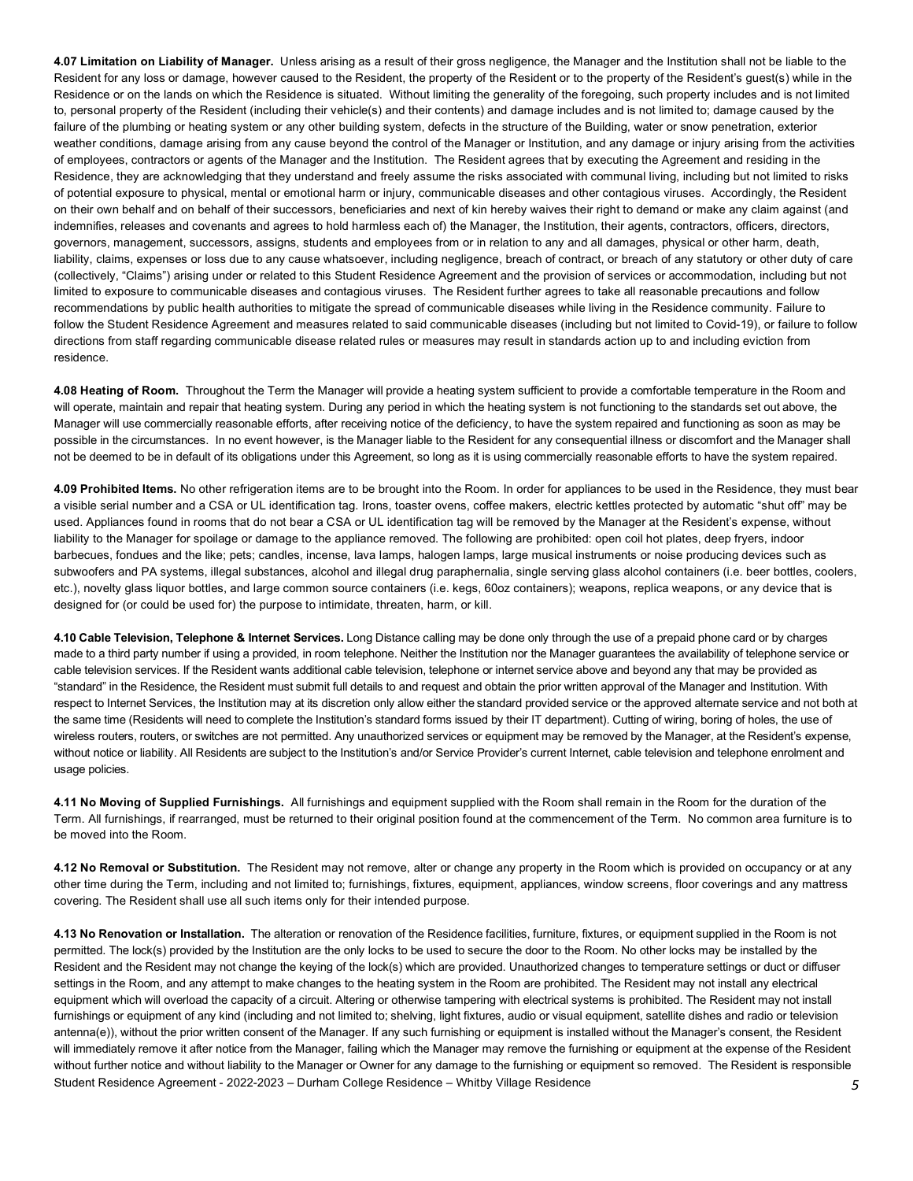**4.07 Limitation on Liability of Manager.** Unless arising as a result of their gross negligence, the Manager and the Institution shall not be liable to the Resident for any loss or damage, however caused to the Resident, the property of the Resident or to the property of the Resident's guest(s) while in the Residence or on the lands on which the Residence is situated. Without limiting the generality of the foregoing, such property includes and is not limited to, personal property of the Resident (including their vehicle(s) and their contents) and damage includes and is not limited to; damage caused by the failure of the plumbing or heating system or any other building system, defects in the structure of the Building, water or snow penetration, exterior weather conditions, damage arising from any cause beyond the control of the Manager or Institution, and any damage or injury arising from the activities of employees, contractors or agents of the Manager and the Institution. The Resident agrees that by executing the Agreement and residing in the Residence, they are acknowledging that they understand and freely assume the risks associated with communal living, including but not limited to risks of potential exposure to physical, mental or emotional harm or injury, communicable diseases and other contagious viruses. Accordingly, the Resident on their own behalf and on behalf of their successors, beneficiaries and next of kin hereby waives their right to demand or make any claim against (and indemnifies, releases and covenants and agrees to hold harmless each of) the Manager, the Institution, their agents, contractors, officers, directors, governors, management, successors, assigns, students and employees from or in relation to any and all damages, physical or other harm, death, liability, claims, expenses or loss due to any cause whatsoever, including negligence, breach of contract, or breach of any statutory or other duty of care (collectively, "Claims") arising under or related to this Student Residence Agreement and the provision of services or accommodation, including but not limited to exposure to communicable diseases and contagious viruses. The Resident further agrees to take all reasonable precautions and follow recommendations by public health authorities to mitigate the spread of communicable diseases while living in the Residence community. Failure to follow the Student Residence Agreement and measures related to said communicable diseases (including but not limited to Covid-19), or failure to follow directions from staff regarding communicable disease related rules or measures may result in standards action up to and including eviction from residence.

**4.08 Heating of Room.** Throughout the Term the Manager will provide a heating system sufficient to provide a comfortable temperature in the Room and will operate, maintain and repair that heating system. During any period in which the heating system is not functioning to the standards set out above, the Manager will use commercially reasonable efforts, after receiving notice of the deficiency, to have the system repaired and functioning as soon as may be possible in the circumstances. In no event however, is the Manager liable to the Resident for any consequential illness or discomfort and the Manager shall not be deemed to be in default of its obligations under this Agreement, so long as it is using commercially reasonable efforts to have the system repaired.

**4.09 Prohibited Items.** No other refrigeration items are to be brought into the Room. In order for appliances to be used in the Residence, they must bear a visible serial number and a CSA or UL identification tag. Irons, toaster ovens, coffee makers, electric kettles protected by automatic "shut off" may be used. Appliances found in rooms that do not bear a CSA or UL identification tag will be removed by the Manager at the Resident's expense, without liability to the Manager for spoilage or damage to the appliance removed. The following are prohibited: open coil hot plates, deep fryers, indoor barbecues, fondues and the like; pets; candles, incense, lava lamps, halogen lamps, large musical instruments or noise producing devices such as subwoofers and PA systems, illegal substances, alcohol and illegal drug paraphernalia, single serving glass alcohol containers (i.e. beer bottles, coolers, etc.), novelty glass liquor bottles, and large common source containers (i.e. kegs, 60oz containers); weapons, replica weapons, or any device that is designed for (or could be used for) the purpose to intimidate, threaten, harm, or kill.

**4.10 Cable Television, Telephone & Internet Services.** Long Distance calling may be done only through the use of a prepaid phone card or by charges made to a third party number if using a provided, in room telephone. Neither the Institution nor the Manager guarantees the availability of telephone service or cable television services. If the Resident wants additional cable television, telephone or internet service above and beyond any that may be provided as "standard" in the Residence, the Resident must submit full details to and request and obtain the prior written approval of the Manager and Institution. With respect to Internet Services, the Institution may at its discretion only allow either the standard provided service or the approved alternate service and not both at the same time (Residents will need to complete the Institution's standard forms issued by their IT department). Cutting of wiring, boring of holes, the use of wireless routers, routers, or switches are not permitted. Any unauthorized services or equipment may be removed by the Manager, at the Resident's expense, without notice or liability. All Residents are subject to the Institution's and/or Service Provider's current Internet, cable television and telephone enrolment and usage policies.

**4.11 No Moving of Supplied Furnishings.** All furnishings and equipment supplied with the Room shall remain in the Room for the duration of the Term. All furnishings, if rearranged, must be returned to their original position found at the commencement of the Term. No common area furniture is to be moved into the Room.

**4.12 No Removal or Substitution.** The Resident may not remove, alter or change any property in the Room which is provided on occupancy or at any other time during the Term, including and not limited to; furnishings, fixtures, equipment, appliances, window screens, floor coverings and any mattress covering. The Resident shall use all such items only for their intended purpose.

**4.13 No Renovation or Installation.** The alteration or renovation of the Residence facilities, furniture, fixtures, or equipment supplied in the Room is not permitted. The lock(s) provided by the Institution are the only locks to be used to secure the door to the Room. No other locks may be installed by the Resident and the Resident may not change the keying of the lock(s) which are provided. Unauthorized changes to temperature settings or duct or diffuser settings in the Room, and any attempt to make changes to the heating system in the Room are prohibited. The Resident may not install any electrical equipment which will overload the capacity of a circuit. Altering or otherwise tampering with electrical systems is prohibited. The Resident may not install furnishings or equipment of any kind (including and not limited to; shelving, light fixtures, audio or visual equipment, satellite dishes and radio or television antenna(e)), without the prior written consent of the Manager. If any such furnishing or equipment is installed without the Manager's consent, the Resident will immediately remove it after notice from the Manager, failing which the Manager may remove the furnishing or equipment at the expense of the Resident without further notice and without liability to the Manager or Owner for any damage to the furnishing or equipment so removed. The Resident is responsible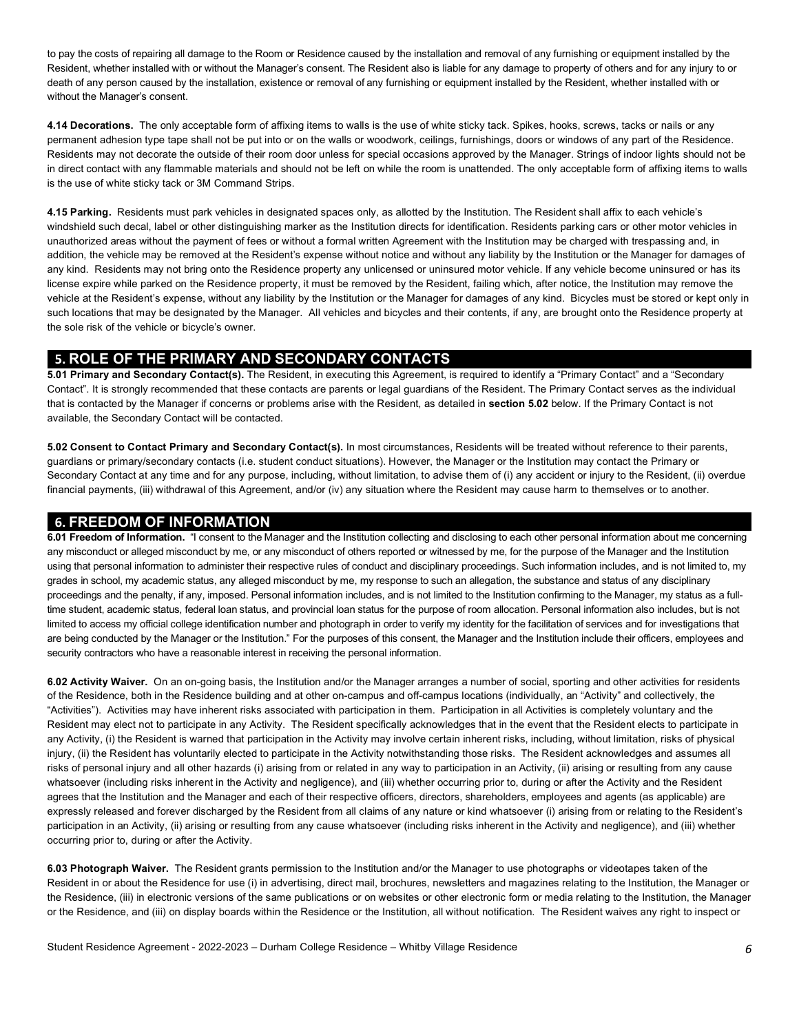to pay the costs of repairing all damage to the Room or Residence caused by the installation and removal of any furnishing or equipment installed by the Resident, whether installed with or without the Manager's consent. The Resident also is liable for any damage to property of others and for any injury to or death of any person caused by the installation, existence or removal of any furnishing or equipment installed by the Resident, whether installed with or without the Manager's consent.

**4.14 Decorations.** The only acceptable form of affixing items to walls is the use of white sticky tack. Spikes, hooks, screws, tacks or nails or any permanent adhesion type tape shall not be put into or on the walls or woodwork, ceilings, furnishings, doors or windows of any part of the Residence. Residents may not decorate the outside of their room door unless for special occasions approved by the Manager. Strings of indoor lights should not be in direct contact with any flammable materials and should not be left on while the room is unattended. The only acceptable form of affixing items to walls is the use of white sticky tack or 3M Command Strips.

**4.15 Parking.** Residents must park vehicles in designated spaces only, as allotted by the Institution. The Resident shall affix to each vehicle's windshield such decal, label or other distinguishing marker as the Institution directs for identification. Residents parking cars or other motor vehicles in unauthorized areas without the payment of fees or without a formal written Agreement with the Institution may be charged with trespassing and, in addition, the vehicle may be removed at the Resident's expense without notice and without any liability by the Institution or the Manager for damages of any kind. Residents may not bring onto the Residence property any unlicensed or uninsured motor vehicle. If any vehicle become uninsured or has its license expire while parked on the Residence property, it must be removed by the Resident, failing which, after notice, the Institution may remove the vehicle at the Resident's expense, without any liability by the Institution or the Manager for damages of any kind. Bicycles must be stored or kept only in such locations that may be designated by the Manager. All vehicles and bicycles and their contents, if any, are brought onto the Residence property at the sole risk of the vehicle or bicycle's owner.

## 5. ROLE OF THE PRIMARY AND SECONDARY CONTACTS

**5.01 Primary and Secondary Contact(s).** The Resident, in executing this Agreement, is required to identify a "Primary Contact" and a "Secondary Contact". It is strongly recommended that these contacts are parents or legal guardians of the Resident. The Primary Contact serves as the individual that is contacted by the Manager if concerns or problems arise with the Resident, as detailed in **section 5.02** below. If the Primary Contact is not available, the Secondary Contact will be contacted.

**5.02 Consent to Contact Primary and Secondary Contact(s).** In most circumstances, Residents will be treated without reference to their parents, guardians or primary/secondary contacts (i.e. student conduct situations). However, the Manager or the Institution may contact the Primary or Secondary Contact at any time and for any purpose, including, without limitation, to advise them of (i) any accident or injury to the Resident, (ii) overdue financial payments, (iii) withdrawal of this Agreement, and/or (iv) any situation where the Resident may cause harm to themselves or to another.

## 6. FREEDOM OF INFORMATION

**6.01 Freedom of Information.** "I consent to the Manager and the Institution collecting and disclosing to each other personal information about me concerning any misconduct or alleged misconduct by me, or any misconduct of others reported or witnessed by me, for the purpose of the Manager and the Institution using that personal information to administer their respective rules of conduct and disciplinary proceedings. Such information includes, and is not limited to, my grades in school, my academic status, any alleged misconduct by me, my response to such an allegation, the substance and status of any disciplinary proceedings and the penalty, if any, imposed. Personal information includes, and is not limited to the Institution confirming to the Manager, my status as a full-time student, academic status, federal loan status, and provincial loan status for the purpose of room allocation. Personal information also includes, but is not limited to access my official college identification number and photograph in order to verify my identity for the facilitation of services and for investigations that are being conducted by the Manager or the Institution." For the purposes of this consent, the Manager and the Institution include their officers, employees and security contractors who have a reasonable interest in receiving the personal information.

**6.02 Activity Waiver.** On an on-going basis, the Institution and/or the Manager arranges a number of social, sporting and other activities for residents of the Residence, both in the Residence building and at other on-campus and off-campus locations (individually, an "Activity" and collectively, the "Activities"). Activities may have inherent risks associated with participation in them. Participation in all Activities is completely voluntary and the Resident may elect not to participate in any Activity. The Resident specifically acknowledges that in the event that the Resident elects to participate in any Activity, (i) the Resident is warned that participation in the Activity may involve certain inherent risks, including, without limitation, risks of physical injury, (ii) the Resident has voluntarily elected to participate in the Activity notwithstanding those risks. The Resident acknowledges and assumes all risks of personal injury and all other hazards (i) arising from or related in any way to participation in an Activity, (ii) arising or resulting from any cause whatsoever (including risks inherent in the Activity and negligence), and (iii) whether occurring prior to, during or after the Activity and the Resident agrees that the Institution and the Manager and each of their respective officers, directors, shareholders, employees and agents (as applicable) are expressly released and forever discharged by the Resident from all claims of any nature or kind whatsoever (i) arising from or relating to the Resident's participation in an Activity, (ii) arising or resulting from any cause whatsoever (including risks inherent in the Activity and negligence), and (iii) whether occurring prior to, during or after the Activity.

**6.03 Photograph Waiver.** The Resident grants permission to the Institution and/or the Manager to use photographs or videotapes taken of the Resident in or about the Residence for use (i) in advertising, direct mail, brochures, newsletters and magazines relating to the Institution, the Manager or the Residence, (iii) in electronic versions of the same publications or on websites or other electronic form or media relating to the Institution, the Manager or the Residence, and (iii) on display boards within the Residence or the Institution, all without notification. The Resident waives any right to inspect or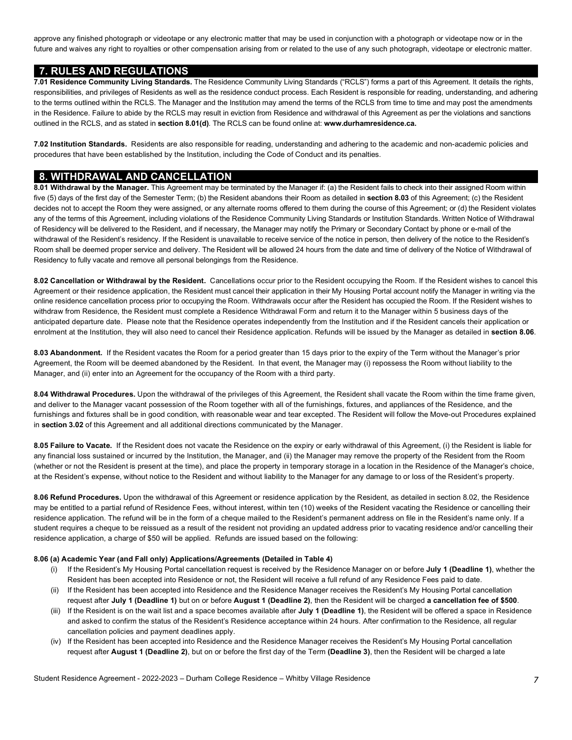approve any finished photograph or videotape or any electronic matter that may be used in conjunction with a photograph or videotape now or in the future and waives any right to royalties or other compensation arising from or related to the use of any such photograph, videotape or electronic matter.

## 7. RULES AND REGULATIONS

**7.01 Residence Community Living Standards.** The Residence Community Living Standards ("RCLS") forms a part of this Agreement. It details the rights, responsibilities, and privileges of Residents as well as the residence conduct process. Each Resident is responsible for reading, understanding, and adhering to the terms outlined within the RCLS. The Manager and the Institution may amend the terms of the RCLS from time to time and may post the amendments in the Residence. Failure to abide by the RCLS may result in eviction from Residence and withdrawal of this Agreement as per the violations and sanctions outlined in the RCLS, and as stated in **section 8.01(d)**. The RCLS can be found online at: **www.durhamresidence.ca.**

**7.02 Institution Standards.** Residents are also responsible for reading, understanding and adhering to the academic and non-academic policies and procedures that have been established by the Institution, including the Code of Conduct and its penalties.

## 8. WITHDRAWAL AND CANCELLATION

**8.01 Withdrawal by the Manager.** This Agreement may be terminated by the Manager if: (a) the Resident fails to check into their assigned Room within five (5) days of the first day of the Semester Term; (b) the Resident abandons their Room as detailed in **section 8.03** of this Agreement; (c) the Resident decides not to accept the Room they were assigned, or any alternate rooms offered to them during the course of this Agreement; or (d) the Resident violates any of the terms of this Agreement, including violations of the Residence Community Living Standards or Institution Standards. Written Notice of Withdrawal of Residency will be delivered to the Resident, and if necessary, the Manager may notify the Primary or Secondary Contact by phone or e-mail of the withdrawal of the Resident's residency. If the Resident is unavailable to receive service of the notice in person, then delivery of the notice to the Resident's Room shall be deemed proper service and delivery. The Resident will be allowed 24 hours from the date and time of delivery of the Notice of Withdrawal of Residency to fully vacate and remove all personal belongings from the Residence.

**8.02 Cancellation or Withdrawal by the Resident.** Cancellations occur prior to the Resident occupying the Room. If the Resident wishes to cancel this Agreement or their residence application, the Resident must cancel their application in their My Housing Portal account notify the Manager in writing via the online residence cancellation process prior to occupying the Room. Withdrawals occur after the Resident has occupied the Room. If the Resident wishes to withdraw from Residence, the Resident must complete a Residence Withdrawal Form and return it to the Manager within 5 business days of the anticipated departure date. Please note that the Residence operates independently from the Institution and if the Resident cancels their application or enrolment at the Institution, they will also need to cancel their Residence application. Refunds will be issued by the Manager as detailed in **section 8.06**.

**8.03 Abandonment.** If the Resident vacates the Room for a period greater than 15 days prior to the expiry of the Term without the Manager's prior Agreement, the Room will be deemed abandoned by the Resident. In that event, the Manager may (i) repossess the Room without liability to the Manager, and (ii) enter into an Agreement for the occupancy of the Room with a third party.

**8.04 Withdrawal Procedures.** Upon the withdrawal of the privileges of this Agreement, the Resident shall vacate the Room within the time frame given, and deliver to the Manager vacant possession of the Room together with all of the furnishings, fixtures, and appliances of the Residence, and the furnishings and fixtures shall be in good condition, with reasonable wear and tear excepted. The Resident will follow the Move-out Procedures explained in **section 3.02** of this Agreement and all additional directions communicated by the Manager.

**8.05 Failure to Vacate.** If the Resident does not vacate the Residence on the expiry or early withdrawal of this Agreement, (i) the Resident is liable for any financial loss sustained or incurred by the Institution, the Manager, and (ii) the Manager may remove the property of the Resident from the Room (whether or not the Resident is present at the time), and place the property in temporary storage in a location in the Residence of the Manager's choice, at the Resident's expense, without notice to the Resident and without liability to the Manager for any damage to or loss of the Resident's property.

**8.06 Refund Procedures.** Upon the withdrawal of this Agreement or residence application by the Resident, as detailed in section 8.02, the Residence may be entitled to a partial refund of Residence Fees, without interest, within ten (10) weeks of the Resident vacating the Residence or cancelling their residence application. The refund will be in the form of a cheque mailed to the Resident's permanent address on file in the Resident's name only. If a student requires a cheque to be reissued as a result of the resident not providing an updated address prior to vacating residence and/or cancelling their residence application, a charge of $50 will be applied. Refunds are issued based on the following:

**8.06 (a) Academic Year (and Fall only) Applications/Agreements (Detailed in Table 4)**

(i) If the Resident's My Housing Portal cancellation request is received by the Residence Manager on or before **July 1 (Deadline 1)**, whether the Resident has been accepted into Residence or not, the Resident will receive a full refund of any Residence Fees paid to date.

(ii) If the Resident has been accepted into Residence and the Residence Manager receives the Resident's My Housing Portal cancellation request after **July 1 (Deadline 1)** but on or before **August 1 (Deadline 2)**, then the Resident will be charged **a cancellation fee of $500**.

(iii) If the Resident is on the wait list and a space becomes available after **July 1 (Deadline 1)**, the Resident will be offered a space in Residence and asked to confirm the status of the Resident's Residence acceptance within 24 hours. After confirmation to the Residence, all regular cancellation policies and payment deadlines apply.

(iv) If the Resident has been accepted into Residence and the Residence Manager receives the Resident's My Housing Portal cancellation request after **August 1 (Deadline 2)**, but on or before the first day of the Term **(Deadline 3)**, then the Resident will be charged a late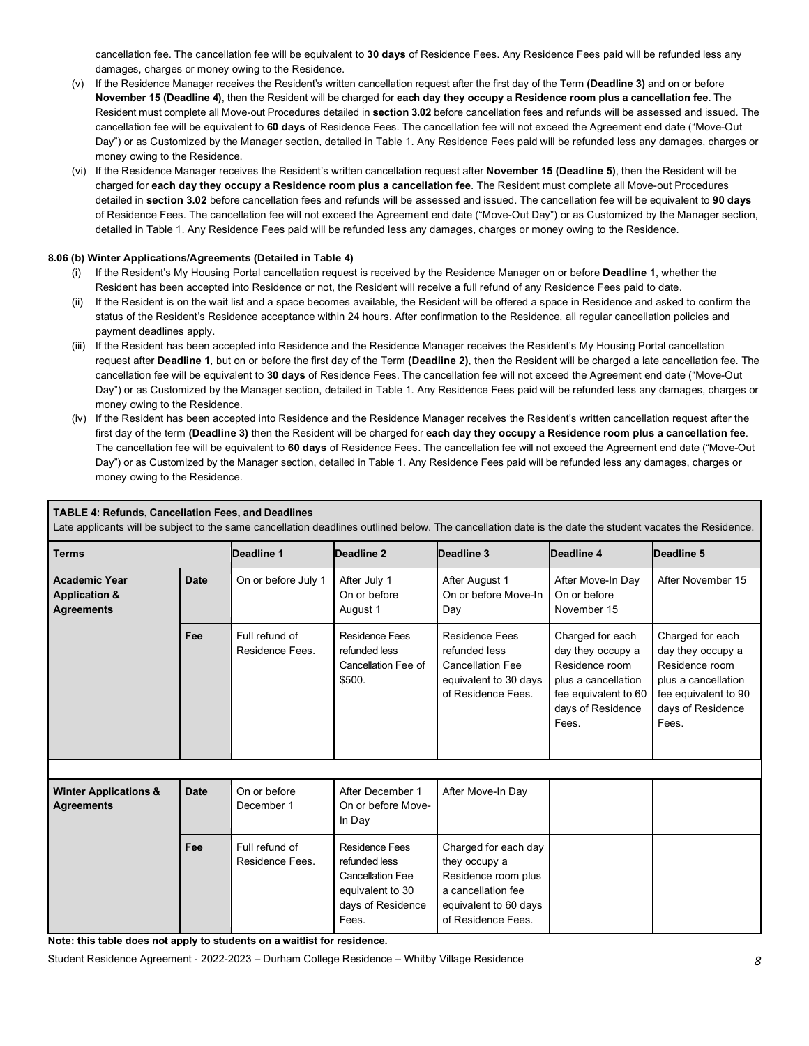cancellation fee. The cancellation fee will be equivalent to **30 days** of Residence Fees. Any Residence Fees paid will be refunded less any damages, charges or money owing to the Residence.

(v) If the Residence Manager receives the Resident's written cancellation request after the first day of the Term **(Deadline 3)** and on or before **November 15 (Deadline 4)**, then the Resident will be charged for **each day they occupy a Residence room plus a cancellation fee**. The Resident must complete all Move-out Procedures detailed in **section 3.02** before cancellation fees and refunds will be assessed and issued. The cancellation fee will be equivalent to **60 days** of Residence Fees. The cancellation fee will not exceed the Agreement end date ("Move-Out Day") or as Customized by the Manager section, detailed in Table 1. Any Residence Fees paid will be refunded less any damages, charges or money owing to the Residence.

(vi) If the Residence Manager receives the Resident's written cancellation request after **November 15 (Deadline 5)**, then the Resident will be charged for **each day they occupy a Residence room plus a cancellation fee**. The Resident must complete all Move-out Procedures detailed in **section 3.02** before cancellation fees and refunds will be assessed and issued. The cancellation fee will be equivalent to **90 days** of Residence Fees. The cancellation fee will not exceed the Agreement end date ("Move-Out Day") or as Customized by the Manager section, detailed in Table 1. Any Residence Fees paid will be refunded less any damages, charges or money owing to the Residence.

**8.06 (b) Winter Applications/Agreements (Detailed in Table 4)**

(i) If the Resident's My Housing Portal cancellation request is received by the Residence Manager on or before **Deadline 1**, whether the Resident has been accepted into Residence or not, the Resident will receive a full refund of any Residence Fees paid to date.

(ii) If the Resident is on the wait list and a space becomes available, the Resident will be offered a space in Residence and asked to confirm the status of the Resident's Residence acceptance within 24 hours. After confirmation to the Residence, all regular cancellation policies and payment deadlines apply.

(iii) If the Resident has been accepted into Residence and the Residence Manager receives the Resident's My Housing Portal cancellation request after **Deadline 1**, but on or before the first day of the Term **(Deadline 2)**, then the Resident will be charged a late cancellation fee. The cancellation fee will be equivalent to **30 days** of Residence Fees. The cancellation fee will not exceed the Agreement end date ("Move-Out Day") or as Customized by the Manager section, detailed in Table 1. Any Residence Fees paid will be refunded less any damages, charges or money owing to the Residence.

(iv) If the Resident has been accepted into Residence and the Residence Manager receives the Resident's written cancellation request after the first day of the term **(Deadline 3)** then the Resident will be charged for **each day they occupy a Residence room plus a cancellation fee**. The cancellation fee will be equivalent to **60 days** of Residence Fees. The cancellation fee will not exceed the Agreement end date ("Move-Out Day") or as Customized by the Manager section, detailed in Table 1. Any Residence Fees paid will be refunded less any damages, charges or money owing to the Residence.

**TABLE 4: Refunds, Cancellation Fees, and Deadlines**

Late applicants will be subject to the same cancellation deadlines outlined below. The cancellation date is the date the student vacates the Residence.

| Terms | | Deadline 1 | Deadline 2 | Deadline 3 | Deadline 4 | Deadline 5 |
|---|---|---|---|---|---|---|
| **Academic Year Application & Agreements** | **Date** | On or before July 1 | After July 1 On or before August 1 | After August 1 On or before Move-In Day | After Move-In Day On or before November 15 | After November 15 |
| | **Fee** | Full refund of Residence Fees. | Residence Fees refunded less Cancellation Fee of $500. | Residence Fees refunded less Cancellation Fee equivalent to 30 days of Residence Fees. | Charged for each day they occupy a Residence room plus a cancellation fee equivalent to 60 days of Residence Fees. | Charged for each day they occupy a Residence room plus a cancellation fee equivalent to 90 days of Residence Fees. |
| | | | | | | |
| **Winter Applications & Agreements** | **Date** | On or before December 1 | After December 1 On or before Move-In Day | After Move-In Day | | |
| | **Fee** | Full refund of Residence Fees. | Residence Fees refunded less Cancellation Fee equivalent to 30 days of Residence Fees. | Charged for each day they occupy a Residence room plus a cancellation fee equivalent to 60 days of Residence Fees. | | |

**Note: this table does not apply to students on a waitlist for residence.**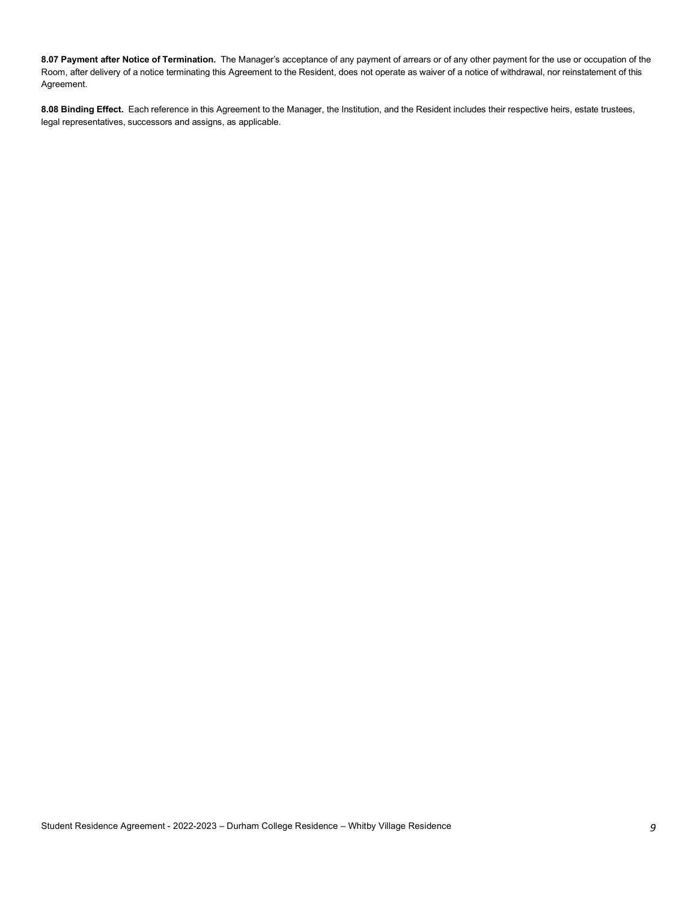**8.07 Payment after Notice of Termination.** The Manager's acceptance of any payment of arrears or of any other payment for the use or occupation of the Room, after delivery of a notice terminating this Agreement to the Resident, does not operate as waiver of a notice of withdrawal, nor reinstatement of this Agreement.

**8.08 Binding Effect.** Each reference in this Agreement to the Manager, the Institution, and the Resident includes their respective heirs, estate trustees, legal representatives, successors and assigns, as applicable.